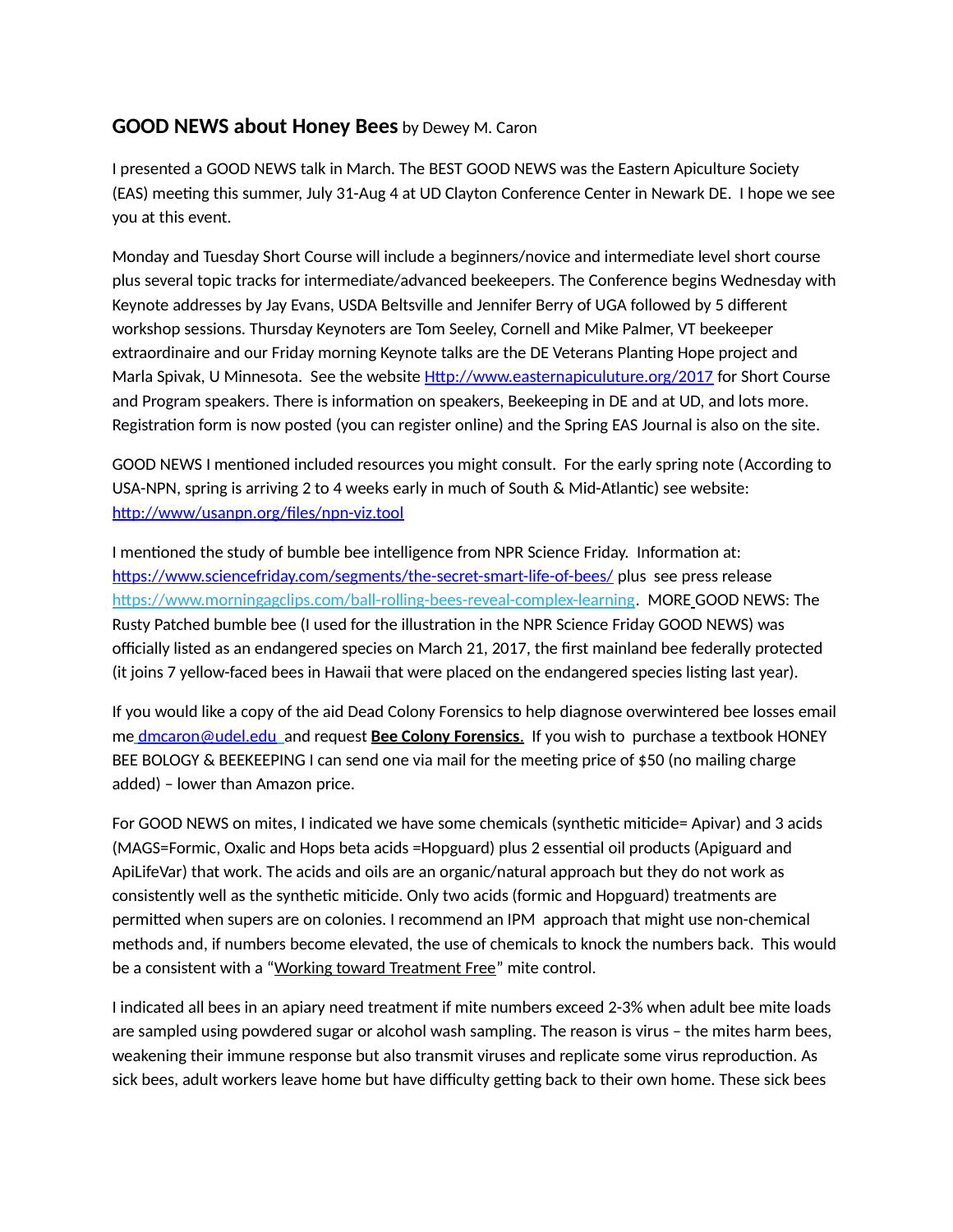## **GOOD NEWS about Honey Bees** by Dewey M. Caron

I presented a GOOD NEWS talk in March. The BEST GOOD NEWS was the Eastern Apiculture Society (EAS) meeting this summer, July 31-Aug 4 at UD Clayton Conference Center in Newark DE. I hope we see you at this event.

Monday and Tuesday Short Course will include a beginners/novice and intermediate level short course plus several topic tracks for intermediate/advanced beekeepers. The Conference begins Wednesday with Keynote addresses by Jay Evans, USDA Beltsville and Jennifer Berry of UGA followed by 5 different workshop sessions. Thursday Keynoters are Tom Seeley, Cornell and Mike Palmer, VT beekeeper extraordinaire and our Friday morning Keynote talks are the DE Veterans Planting Hope project and Marla Spivak, U Minnesota. See the website Http://www.easternapiculuture.org/2017 for Short Course and Program speakers. There is information on speakers, Beekeeping in DE and at UD, and lots more. Registration form is now posted (you can register online) and the Spring EAS Journal is also on the site.

GOOD NEWS I mentioned included resources you might consult. For the early spring note (According to USA-NPN, spring is arriving 2 to 4 weeks early in much of South & Mid-Atlantic) see website: http://www/usanpn.org/files/npn-viz.tool

I mentioned the study of bumble bee intelligence from NPR Science Friday. Information at: https://www.sciencefriday.com/segments/the-secret-smart-life-of-bees/ plus see press release https://www.morningagclips.com/ball-rolling-bees-reveal-complex-learning. MORE GOOD NEWS: The Rusty Patched bumble bee (I used for the illustration in the NPR Science Friday GOOD NEWS) was officially listed as an endangered species on March 21, 2017, the first mainland bee federally protected (it joins 7 yellow-faced bees in Hawaii that were placed on the endangered species listing last year).

If you would like a copy of the aid Dead Colony Forensics to help diagnose overwintered bee losses email me dmcaron@udel.edu and request **Bee Colony Forensics.** If you wish to purchase a textbook HONEY BEE BOLOGY & BEEKEEPING I can send one via mail for the meeting price of $50 (no mailing charge added) – lower than Amazon price.

For GOOD NEWS on mites, I indicated we have some chemicals (synthetic miticide= Apivar) and 3 acids (MAGS=Formic, Oxalic and Hops beta acids =Hopguard) plus 2 essential oil products (Apiguard and ApiLifeVar) that work. The acids and oils are an organic/natural approach but they do not work as consistently well as the synthetic miticide. Only two acids (formic and Hopguard) treatments are permitted when supers are on colonies. I recommend an IPM approach that might use non-chemical methods and, if numbers become elevated, the use of chemicals to knock the numbers back. This would be a consistent with a "Working toward Treatment Free" mite control.

I indicated all bees in an apiary need treatment if mite numbers exceed 2-3% when adult bee mite loads are sampled using powdered sugar or alcohol wash sampling. The reason is virus – the mites harm bees, weakening their immune response but also transmit viruses and replicate some virus reproduction. As sick bees, adult workers leave home but have difficulty getting back to their own home. These sick bees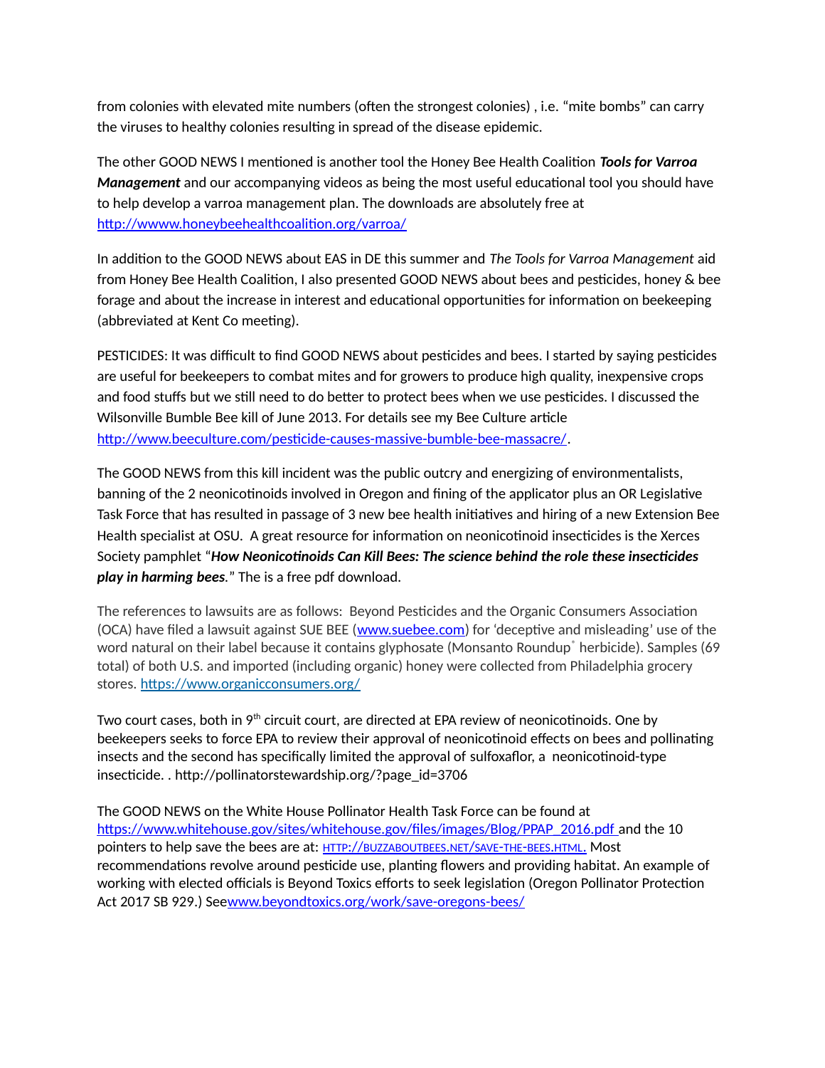from colonies with elevated mite numbers (often the strongest colonies) , i.e. "mite bombs" can carry the viruses to healthy colonies resulting in spread of the disease epidemic.

The other GOOD NEWS I mentioned is another tool the Honey Bee Health Coalition ***Tools for Varroa Management*** and our accompanying videos as being the most useful educational tool you should have to help develop a varroa management plan. The downloads are absolutely free at [http://wwww.honeybeehealthcoalition.org/varroa/](http://wwww.honeybeehealthcoalition.org/varroa/)

In addition to the GOOD NEWS about EAS in DE this summer and *The Tools for Varroa Management* aid from Honey Bee Health Coalition, I also presented GOOD NEWS about bees and pesticides, honey & bee forage and about the increase in interest and educational opportunities for information on beekeeping (abbreviated at Kent Co meeting).

PESTICIDES: It was difficult to find GOOD NEWS about pesticides and bees. I started by saying pesticides are useful for beekeepers to combat mites and for growers to produce high quality, inexpensive crops and food stuffs but we still need to do better to protect bees when we use pesticides. I discussed the Wilsonville Bumble Bee kill of June 2013. For details see my Bee Culture article [http://www.beeculture.com/pesticide-causes-massive-bumble-bee-massacre/](http://www.beeculture.com/pesticide-causes-massive-bumble-bee-massacre/).

The GOOD NEWS from this kill incident was the public outcry and energizing of environmentalists, banning of the 2 neonicotinoids involved in Oregon and fining of the applicator plus an OR Legislative Task Force that has resulted in passage of 3 new bee health initiatives and hiring of a new Extension Bee Health specialist at OSU. A great resource for information on neonicotinoid insecticides is the Xerces Society pamphlet "***How Neonicotinoids Can Kill Bees: The science behind the role these insecticides play in harming bees***." The is a free pdf download.

The references to lawsuits are as follows: Beyond Pesticides and the Organic Consumers Association (OCA) have filed a lawsuit against SUE BEE ([www.suebee.com](http://www.suebee.com)) for 'deceptive and misleading' use of the word natural on their label because it contains glyphosate (Monsanto Roundup® herbicide). Samples (69 total) of both U.S. and imported (including organic) honey were collected from Philadelphia grocery stores. [https://www.organicconsumers.org/](https://www.organicconsumers.org/)

Two court cases, both in 9th circuit court, are directed at EPA review of neonicotinoids. One by beekeepers seeks to force EPA to review their approval of neonicotinoid effects on bees and pollinating insects and the second has specifically limited the approval of sulfoxaflor, a neonicotinoid-type insecticide. . http://pollinatorstewardship.org/?page_id=3706

The GOOD NEWS on the White House Pollinator Health Task Force can be found at [https://www.whitehouse.gov/sites/whitehouse.gov/files/images/Blog/PPAP_2016.pdf](https://www.whitehouse.gov/sites/whitehouse.gov/files/images/Blog/PPAP_2016.pdf) and the 10 pointers to help save the bees are at: [HTTP://BUZZABOUTBEES.NET/SAVE-THE-BEES.HTML](http://buzzaboutbees.net/save-the-bees.html). Most recommendations revolve around pesticide use, planting flowers and providing habitat. An example of working with elected officials is Beyond Toxics efforts to seek legislation (Oregon Pollinator Protection Act 2017 SB 929.) See[www.beyondtoxics.org/work/save-oregons-bees/](http://www.beyondtoxics.org/work/save-oregons-bees/)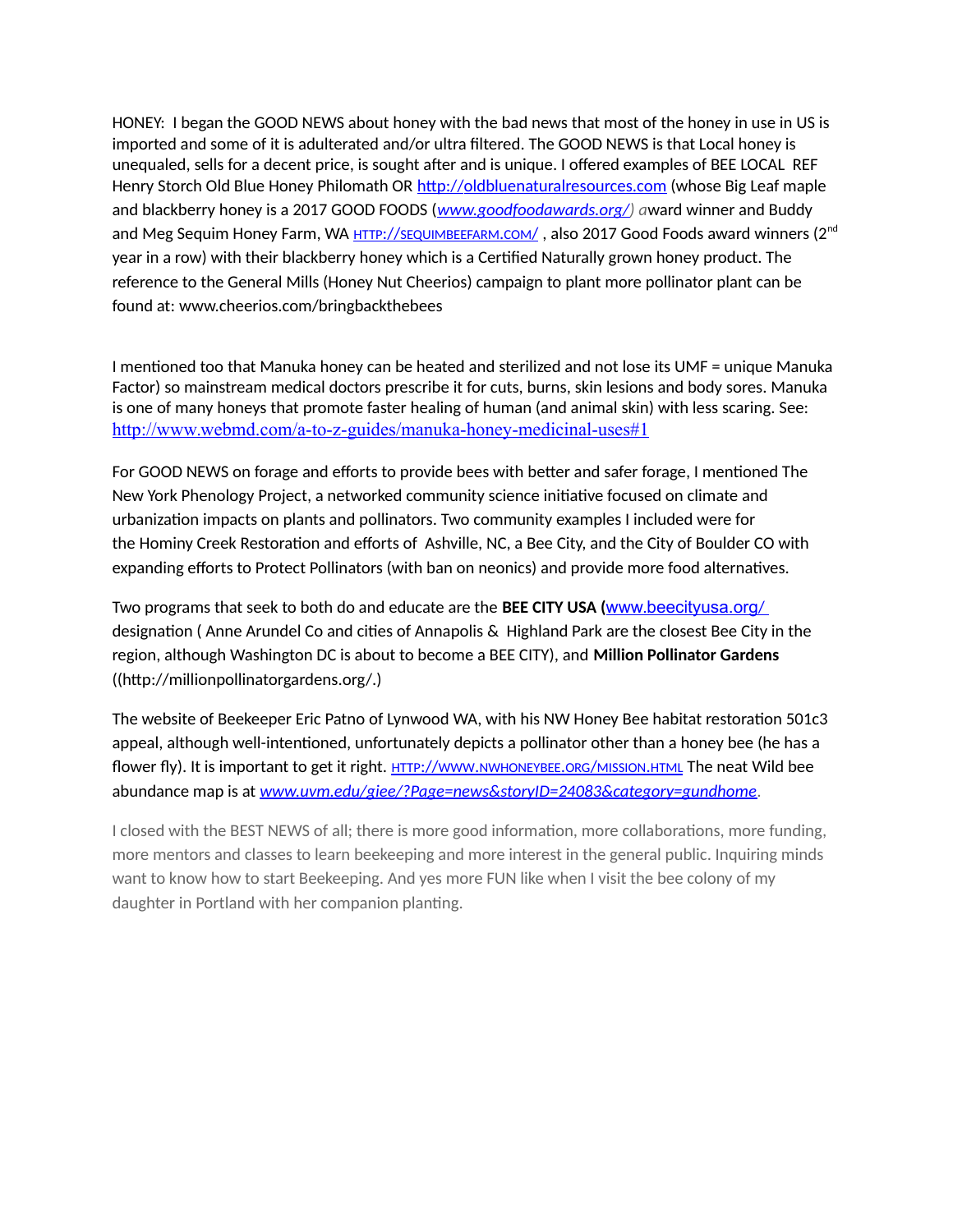HONEY: I began the GOOD NEWS about honey with the bad news that most of the honey in use in US is imported and some of it is adulterated and/or ultra filtered. The GOOD NEWS is that Local honey is unequaled, sells for a decent price, is sought after and is unique. I offered examples of BEE LOCAL REF Henry Storch Old Blue Honey Philomath OR http://oldbluenaturalresources.com (whose Big Leaf maple and blackberry honey is a 2017 GOOD FOODS (*www.goodfoodawards.org/*) award winner and Buddy and Meg Sequim Honey Farm, WA HTTP://SEQUIMBEEFARM.COM/ , also 2017 Good Foods award winners (2nd year in a row) with their blackberry honey which is a Certified Naturally grown honey product. The reference to the General Mills (Honey Nut Cheerios) campaign to plant more pollinator plant can be found at: www.cheerios.com/bringbackthebees

I mentioned too that Manuka honey can be heated and sterilized and not lose its UMF = unique Manuka Factor) so mainstream medical doctors prescribe it for cuts, burns, skin lesions and body sores. Manuka is one of many honeys that promote faster healing of human (and animal skin) with less scaring. See: http://www.webmd.com/a-to-z-guides/manuka-honey-medicinal-uses#1

For GOOD NEWS on forage and efforts to provide bees with better and safer forage, I mentioned The New York Phenology Project, a networked community science initiative focused on climate and urbanization impacts on plants and pollinators. Two community examples I included were for the Hominy Creek Restoration and efforts of Ashville, NC, a Bee City, and the City of Boulder CO with expanding efforts to Protect Pollinators (with ban on neonics) and provide more food alternatives.

Two programs that seek to both do and educate are the **BEE CITY USA (**www.beecityusa.org/ designation ( Anne Arundel Co and cities of Annapolis & Highland Park are the closest Bee City in the region, although Washington DC is about to become a BEE CITY), and **Million Pollinator Gardens** ((http://millionpollinatorgardens.org/.)

The website of Beekeeper Eric Patno of Lynwood WA, with his NW Honey Bee habitat restoration 501c3 appeal, although well-intentioned, unfortunately depicts a pollinator other than a honey bee (he has a flower fly). It is important to get it right. HTTP://WWW.NWHONEYBEE.ORG/MISSION.HTML The neat Wild bee abundance map is at *www.uvm.edu/giee/?Page=news&storyID=24083&category=gundhome*.

I closed with the BEST NEWS of all; there is more good information, more collaborations, more funding, more mentors and classes to learn beekeeping and more interest in the general public. Inquiring minds want to know how to start Beekeeping. And yes more FUN like when I visit the bee colony of my daughter in Portland with her companion planting.